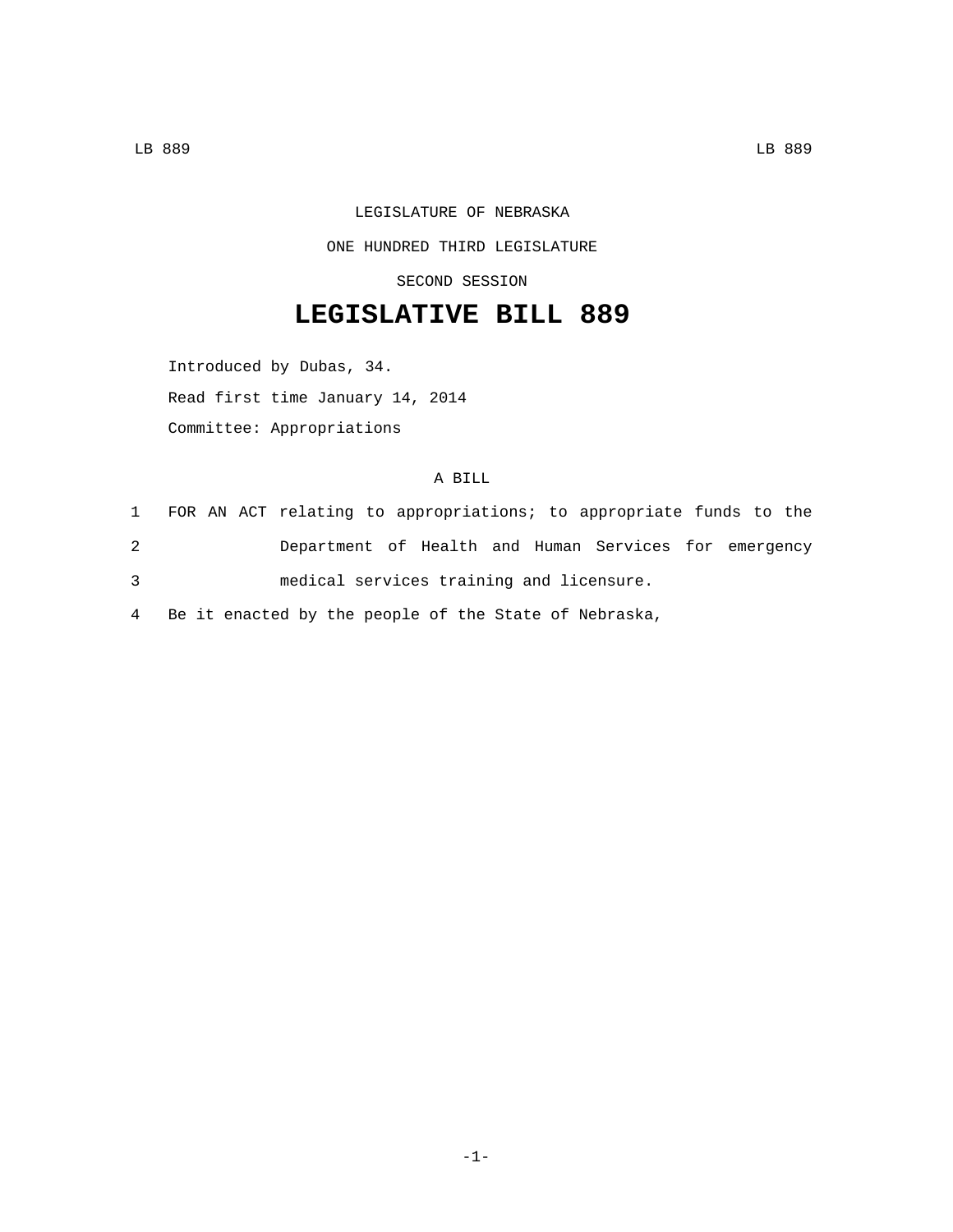LEGISLATURE OF NEBRASKA

ONE HUNDRED THIRD LEGISLATURE

SECOND SESSION

# LEGISLATIVE BILL 889

Introduced by Dubas, 34.

Read first time January 14, 2014

Committee: Appropriations

A BILL

1 FOR AN ACT relating to appropriations; to appropriate funds to the
2 Department of Health and Human Services for emergency
3 medical services training and licensure.
4 Be it enacted by the people of the State of Nebraska,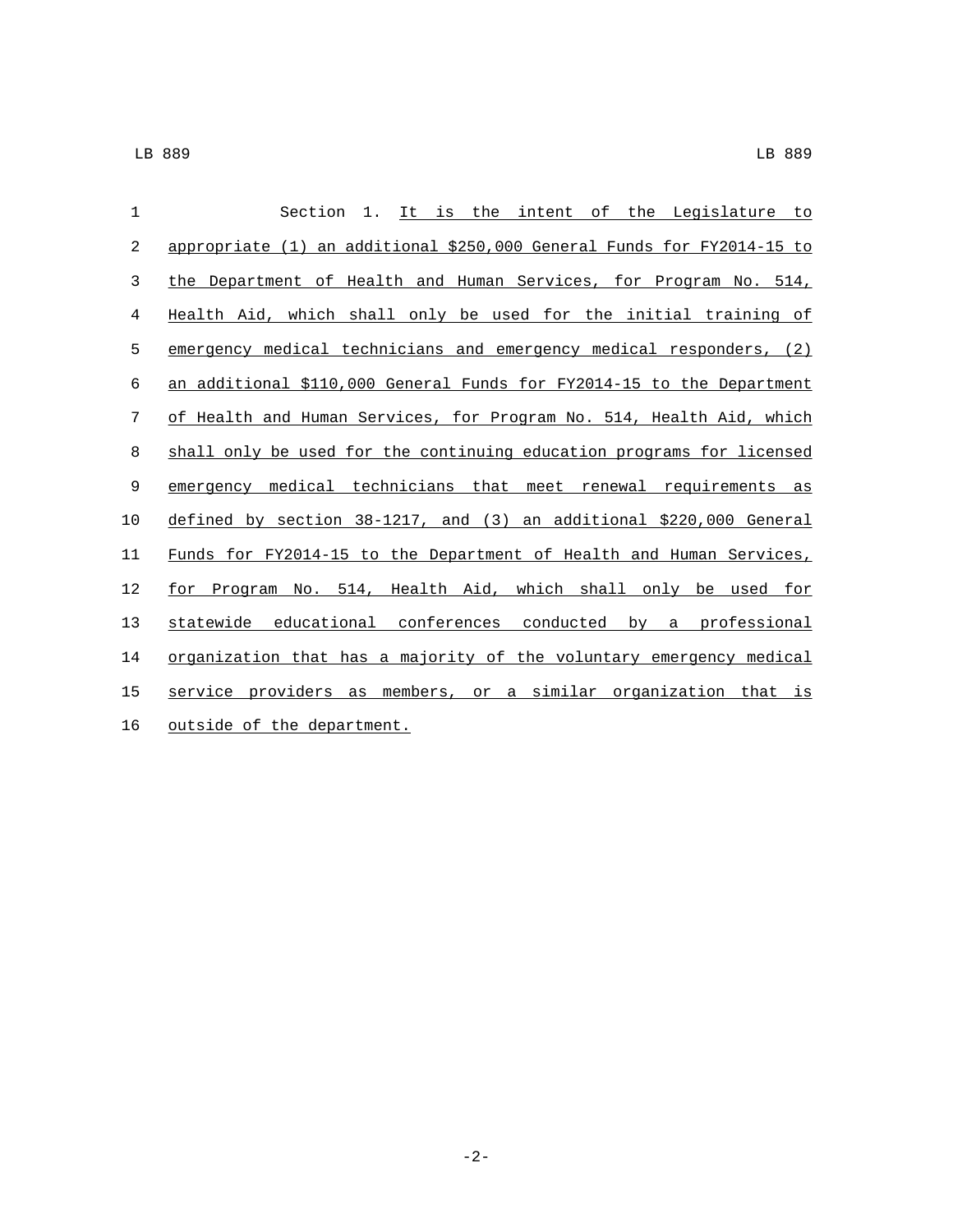Section 1. It is the intent of the Legislature to appropriate (1) an additional $250,000 General Funds for FY2014-15 to the Department of Health and Human Services, for Program No. 514, Health Aid, which shall only be used for the initial training of emergency medical technicians and emergency medical responders, (2) an additional $110,000 General Funds for FY2014-15 to the Department of Health and Human Services, for Program No. 514, Health Aid, which shall only be used for the continuing education programs for licensed emergency medical technicians that meet renewal requirements as defined by section 38-1217, and (3) an additional $220,000 General Funds for FY2014-15 to the Department of Health and Human Services, for Program No. 514, Health Aid, which shall only be used for statewide educational conferences conducted by a professional organization that has a majority of the voluntary emergency medical service providers as members, or a similar organization that is outside of the department.